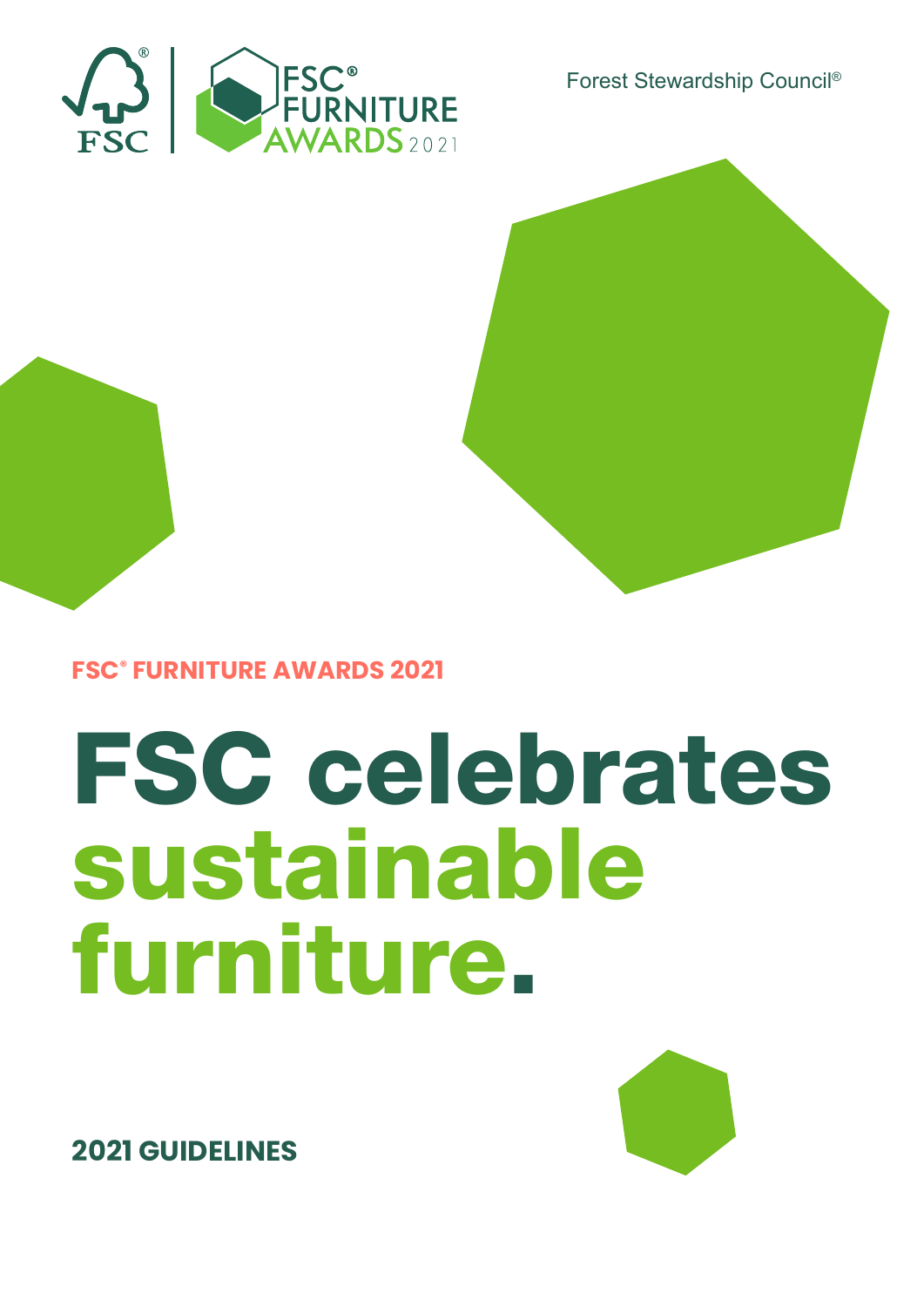Forest Stewardship Council®

**FSC® FURNITURE AWARDS 2021**

# FSC celebrates sustainable furniture.

**2021 GUIDELINES**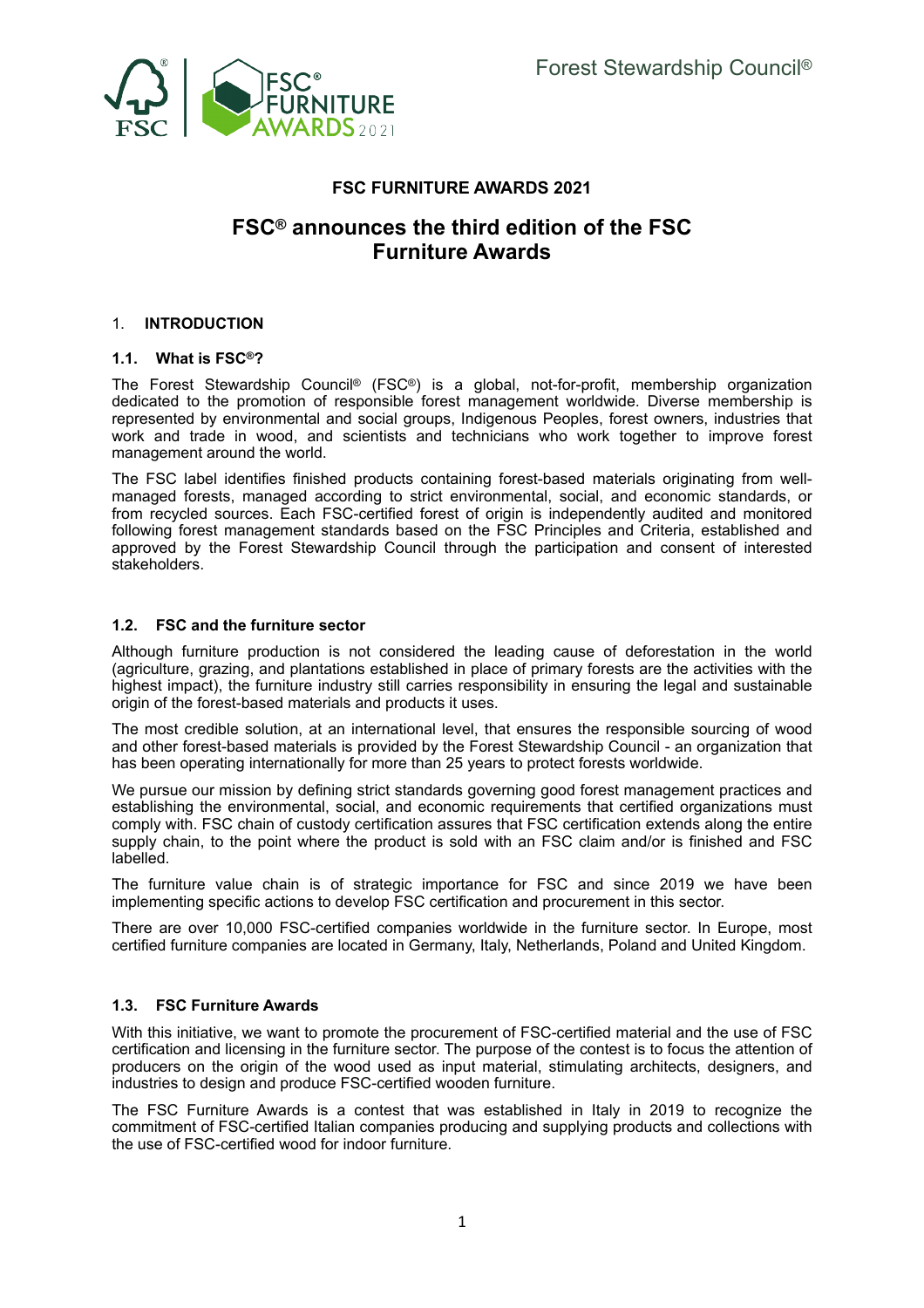Forest Stewardship Council®

**FSC FURNITURE AWARDS 2021**

# FSC® announces the third edition of the FSC Furniture Awards

## 1. INTRODUCTION

### 1.1. What is FSC®?

The Forest Stewardship Council® (FSC®) is a global, not-for-profit, membership organization dedicated to the promotion of responsible forest management worldwide. Diverse membership is represented by environmental and social groups, Indigenous Peoples, forest owners, industries that work and trade in wood, and scientists and technicians who work together to improve forest management around the world.

The FSC label identifies finished products containing forest-based materials originating from well-managed forests, managed according to strict environmental, social, and economic standards, or from recycled sources. Each FSC-certified forest of origin is independently audited and monitored following forest management standards based on the FSC Principles and Criteria, established and approved by the Forest Stewardship Council through the participation and consent of interested stakeholders.

### 1.2. FSC and the furniture sector

Although furniture production is not considered the leading cause of deforestation in the world (agriculture, grazing, and plantations established in place of primary forests are the activities with the highest impact), the furniture industry still carries responsibility in ensuring the legal and sustainable origin of the forest-based materials and products it uses.

The most credible solution, at an international level, that ensures the responsible sourcing of wood and other forest-based materials is provided by the Forest Stewardship Council - an organization that has been operating internationally for more than 25 years to protect forests worldwide.

We pursue our mission by defining strict standards governing good forest management practices and establishing the environmental, social, and economic requirements that certified organizations must comply with. FSC chain of custody certification assures that FSC certification extends along the entire supply chain, to the point where the product is sold with an FSC claim and/or is finished and FSC labelled.

The furniture value chain is of strategic importance for FSC and since 2019 we have been implementing specific actions to develop FSC certification and procurement in this sector.

There are over 10,000 FSC-certified companies worldwide in the furniture sector. In Europe, most certified furniture companies are located in Germany, Italy, Netherlands, Poland and United Kingdom.

### 1.3. FSC Furniture Awards

With this initiative, we want to promote the procurement of FSC-certified material and the use of FSC certification and licensing in the furniture sector. The purpose of the contest is to focus the attention of producers on the origin of the wood used as input material, stimulating architects, designers, and industries to design and produce FSC-certified wooden furniture.

The FSC Furniture Awards is a contest that was established in Italy in 2019 to recognize the commitment of FSC-certified Italian companies producing and supplying products and collections with the use of FSC-certified wood for indoor furniture.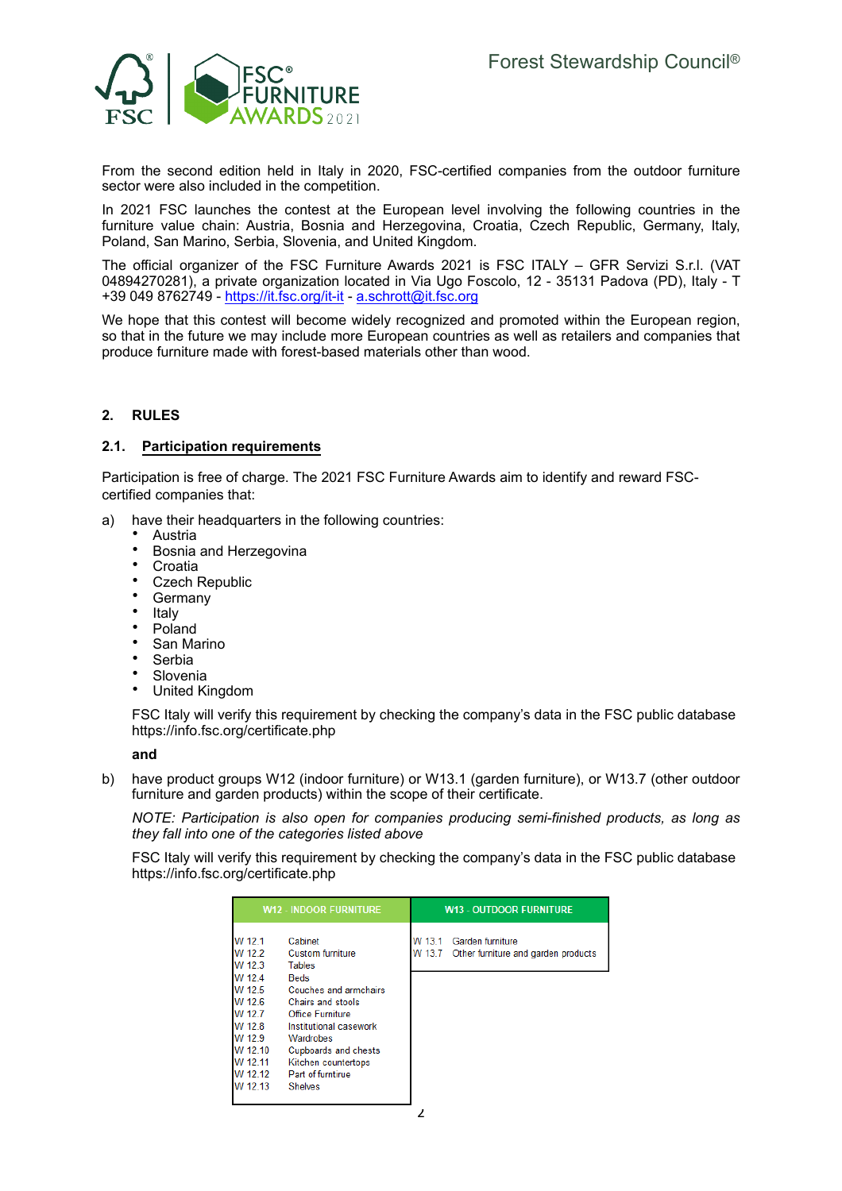From the second edition held in Italy in 2020, FSC-certified companies from the outdoor furniture sector were also included in the competition.

In 2021 FSC launches the contest at the European level involving the following countries in the furniture value chain: Austria, Bosnia and Herzegovina, Croatia, Czech Republic, Germany, Italy, Poland, San Marino, Serbia, Slovenia, and United Kingdom.

The official organizer of the FSC Furniture Awards 2021 is FSC ITALY – GFR Servizi S.r.l. (VAT 04894270281), a private organization located in Via Ugo Foscolo, 12 - 35131 Padova (PD), Italy - T +39 049 8762749 - [https://it.fsc.org/it-it](https://it.fsc.org/it-it) - [a.schrott@it.fsc.org](mailto:a.schrott@it.fsc.org)

We hope that this contest will become widely recognized and promoted within the European region, so that in the future we may include more European countries as well as retailers and companies that produce furniture made with forest-based materials other than wood.

## 2. RULES

### 2.1. Participation requirements

Participation is free of charge. The 2021 FSC Furniture Awards aim to identify and reward FSC-certified companies that:

a) have their headquarters in the following countries:
   - Austria
   - Bosnia and Herzegovina
   - Croatia
   - Czech Republic
   - Germany
   - Italy
   - Poland
   - San Marino
   - Serbia
   - Slovenia
   - United Kingdom

   FSC Italy will verify this requirement by checking the company's data in the FSC public database https://info.fsc.org/certificate.php

   **and**

b) have product groups W12 (indoor furniture) or W13.1 (garden furniture), or W13.7 (other outdoor furniture and garden products) within the scope of their certificate.

   *NOTE: Participation is also open for companies producing semi-finished products, as long as they fall into one of the categories listed above*

   FSC Italy will verify this requirement by checking the company's data in the FSC public database https://info.fsc.org/certificate.php

| W12 - INDOOR FURNITURE | | W13 - OUTDOOR FURNITURE | |
|---|---|---|---|
| W 12.1 | Cabinet | W 13.1 | Garden furniture |
| W 12.2 | Custom furniture | W 13.7 | Other furniture and garden products |
| W 12.3 | Tables | | |
| W 12.4 | Beds | | |
| W 12.5 | Couches and armchairs | | |
| W 12.6 | Chairs and stools | | |
| W 12.7 | Office Furniture | | |
| W 12.8 | Institutional casework | | |
| W 12.9 | Wardrobes | | |
| W 12.10 | Cupboards and chests | | |
| W 12.11 | Kitchen countertops | | |
| W 12.12 | Part of furntirue | | |
| W 12.13 | Shelves | | |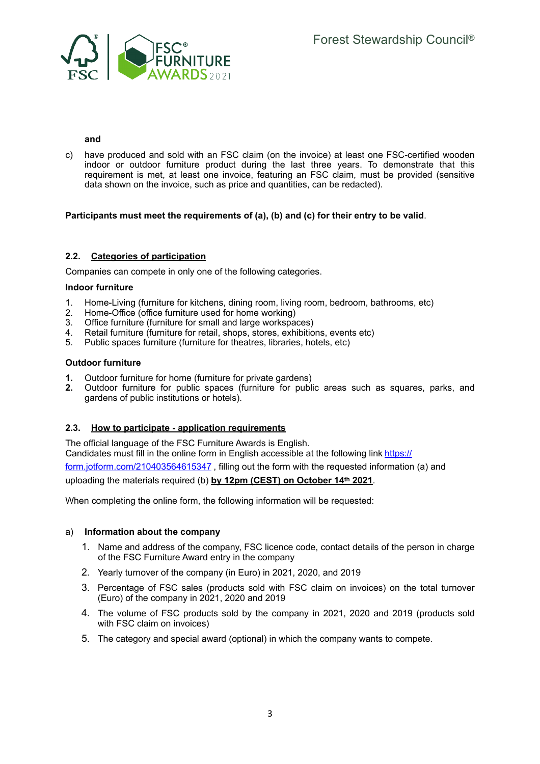**and**

c) have produced and sold with an FSC claim (on the invoice) at least one FSC-certified wooden indoor or outdoor furniture product during the last three years. To demonstrate that this requirement is met, at least one invoice, featuring an FSC claim, must be provided (sensitive data shown on the invoice, such as price and quantities, can be redacted).

**Participants must meet the requirements of (a), (b) and (c) for their entry to be valid**.

## 2.2. Categories of participation

Companies can compete in only one of the following categories.

**Indoor furniture**

1. Home-Living (furniture for kitchens, dining room, living room, bedroom, bathrooms, etc)
2. Home-Office (office furniture used for home working)
3. Office furniture (furniture for small and large workspaces)
4. Retail furniture (furniture for retail, shops, stores, exhibitions, events etc)
5. Public spaces furniture (furniture for theatres, libraries, hotels, etc)

**Outdoor furniture**

1. Outdoor furniture for home (furniture for private gardens)
2. Outdoor furniture for public spaces (furniture for public areas such as squares, parks, and gardens of public institutions or hotels).

## 2.3. How to participate - application requirements

The official language of the FSC Furniture Awards is English.
Candidates must fill in the online form in English accessible at the following link https://form.jotform.com/210403564615347 , filling out the form with the requested information (a) and uploading the materials required (b) **by 12pm (CEST) on October 14th 2021**.

When completing the online form, the following information will be requested:

a) **Information about the company**

1. Name and address of the company, FSC licence code, contact details of the person in charge of the FSC Furniture Award entry in the company
2. Yearly turnover of the company (in Euro) in 2021, 2020, and 2019
3. Percentage of FSC sales (products sold with FSC claim on invoices) on the total turnover (Euro) of the company in 2021, 2020 and 2019
4. The volume of FSC products sold by the company in 2021, 2020 and 2019 (products sold with FSC claim on invoices)
5. The category and special award (optional) in which the company wants to compete.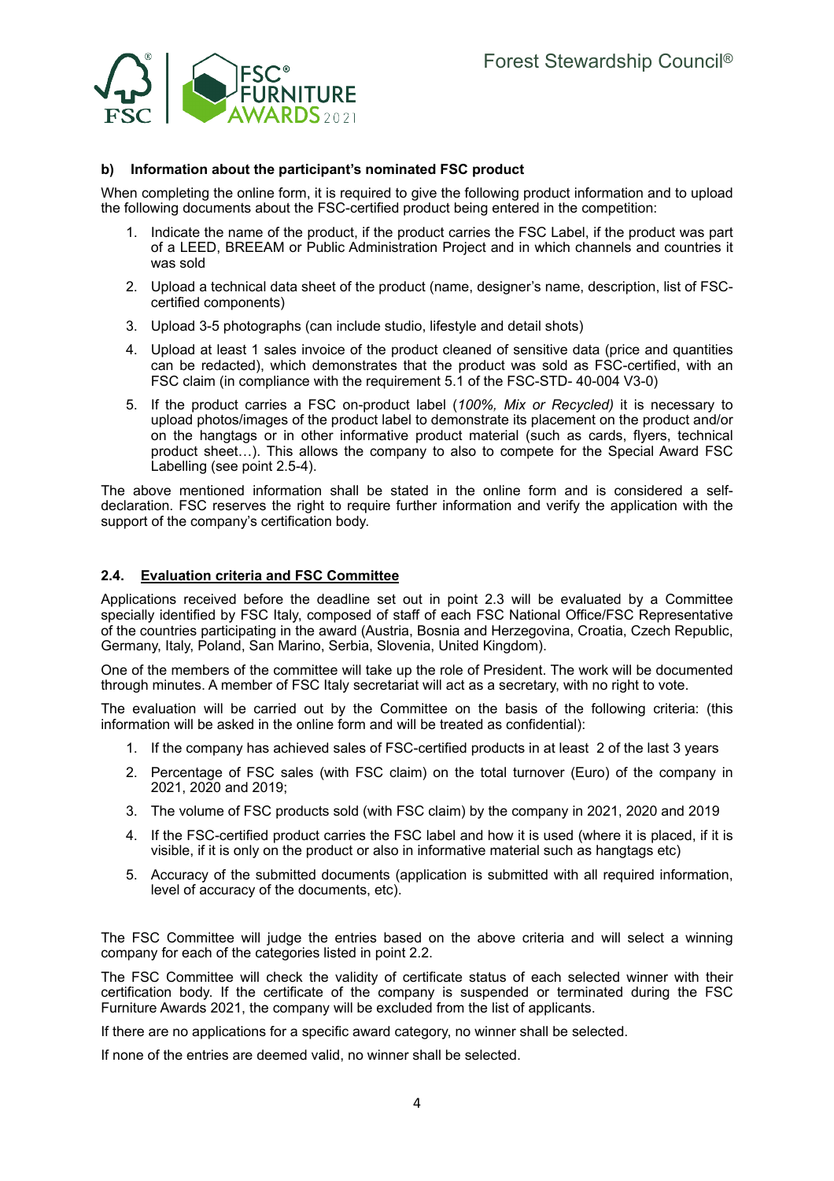#### b) Information about the participant's nominated FSC product

When completing the online form, it is required to give the following product information and to upload the following documents about the FSC-certified product being entered in the competition:

1. Indicate the name of the product, if the product carries the FSC Label, if the product was part of a LEED, BREEAM or Public Administration Project and in which channels and countries it was sold
2. Upload a technical data sheet of the product (name, designer's name, description, list of FSC-certified components)
3. Upload 3-5 photographs (can include studio, lifestyle and detail shots)
4. Upload at least 1 sales invoice of the product cleaned of sensitive data (price and quantities can be redacted), which demonstrates that the product was sold as FSC-certified, with an FSC claim (in compliance with the requirement 5.1 of the FSC-STD- 40-004 V3-0)
5. If the product carries a FSC on-product label (*100%, Mix or Recycled)* it is necessary to upload photos/images of the product label to demonstrate its placement on the product and/or on the hangtags or in other informative product material (such as cards, flyers, technical product sheet…). This allows the company to also to compete for the Special Award FSC Labelling (see point 2.5-4).

The above mentioned information shall be stated in the online form and is considered a self-declaration. FSC reserves the right to require further information and verify the application with the support of the company's certification body.

### 2.4. Evaluation criteria and FSC Committee

Applications received before the deadline set out in point 2.3 will be evaluated by a Committee specially identified by FSC Italy, composed of staff of each FSC National Office/FSC Representative of the countries participating in the award (Austria, Bosnia and Herzegovina, Croatia, Czech Republic, Germany, Italy, Poland, San Marino, Serbia, Slovenia, United Kingdom).

One of the members of the committee will take up the role of President. The work will be documented through minutes. A member of FSC Italy secretariat will act as a secretary, with no right to vote.

The evaluation will be carried out by the Committee on the basis of the following criteria: (this information will be asked in the online form and will be treated as confidential):

1. If the company has achieved sales of FSC-certified products in at least 2 of the last 3 years
2. Percentage of FSC sales (with FSC claim) on the total turnover (Euro) of the company in 2021, 2020 and 2019;
3. The volume of FSC products sold (with FSC claim) by the company in 2021, 2020 and 2019
4. If the FSC-certified product carries the FSC label and how it is used (where it is placed, if it is visible, if it is only on the product or also in informative material such as hangtags etc)
5. Accuracy of the submitted documents (application is submitted with all required information, level of accuracy of the documents, etc).

The FSC Committee will judge the entries based on the above criteria and will select a winning company for each of the categories listed in point 2.2.

The FSC Committee will check the validity of certificate status of each selected winner with their certification body. If the certificate of the company is suspended or terminated during the FSC Furniture Awards 2021, the company will be excluded from the list of applicants.

If there are no applications for a specific award category, no winner shall be selected.

If none of the entries are deemed valid, no winner shall be selected.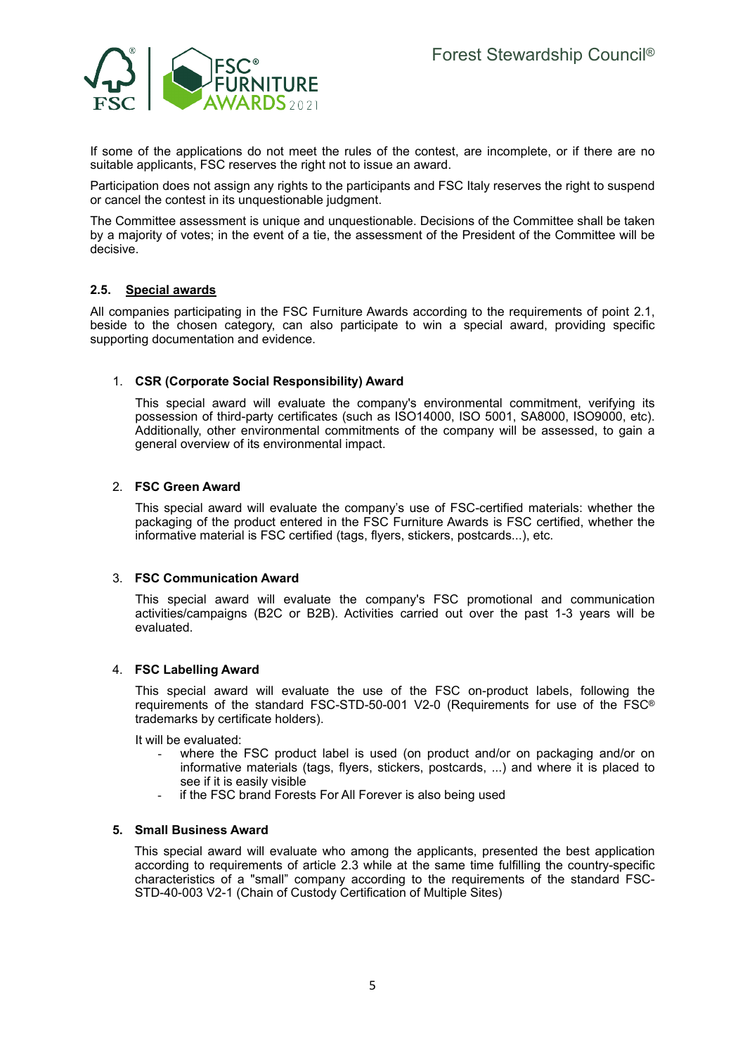If some of the applications do not meet the rules of the contest, are incomplete, or if there are no suitable applicants, FSC reserves the right not to issue an award.

Participation does not assign any rights to the participants and FSC Italy reserves the right to suspend or cancel the contest in its unquestionable judgment.

The Committee assessment is unique and unquestionable. Decisions of the Committee shall be taken by a majority of votes; in the event of a tie, the assessment of the President of the Committee will be decisive.

### 2.5. Special awards

All companies participating in the FSC Furniture Awards according to the requirements of point 2.1, beside to the chosen category, can also participate to win a special award, providing specific supporting documentation and evidence.

1. **CSR (Corporate Social Responsibility) Award**

   This special award will evaluate the company's environmental commitment, verifying its possession of third-party certificates (such as ISO14000, ISO 5001, SA8000, ISO9000, etc). Additionally, other environmental commitments of the company will be assessed, to gain a general overview of its environmental impact.

2. **FSC Green Award**

   This special award will evaluate the company's use of FSC-certified materials: whether the packaging of the product entered in the FSC Furniture Awards is FSC certified, whether the informative material is FSC certified (tags, flyers, stickers, postcards...), etc.

3. **FSC Communication Award**

   This special award will evaluate the company's FSC promotional and communication activities/campaigns (B2C or B2B). Activities carried out over the past 1-3 years will be evaluated.

4. **FSC Labelling Award**

   This special award will evaluate the use of the FSC on-product labels, following the requirements of the standard FSC-STD-50-001 V2-0 (Requirements for use of the FSC® trademarks by certificate holders).

   It will be evaluated:
   - where the FSC product label is used (on product and/or on packaging and/or on informative materials (tags, flyers, stickers, postcards, ...) and where it is placed to see if it is easily visible
   - if the FSC brand Forests For All Forever is also being used

5. **Small Business Award**

   This special award will evaluate who among the applicants, presented the best application according to requirements of article 2.3 while at the same time fulfilling the country-specific characteristics of a "small" company according to the requirements of the standard FSC-STD-40-003 V2-1 (Chain of Custody Certification of Multiple Sites)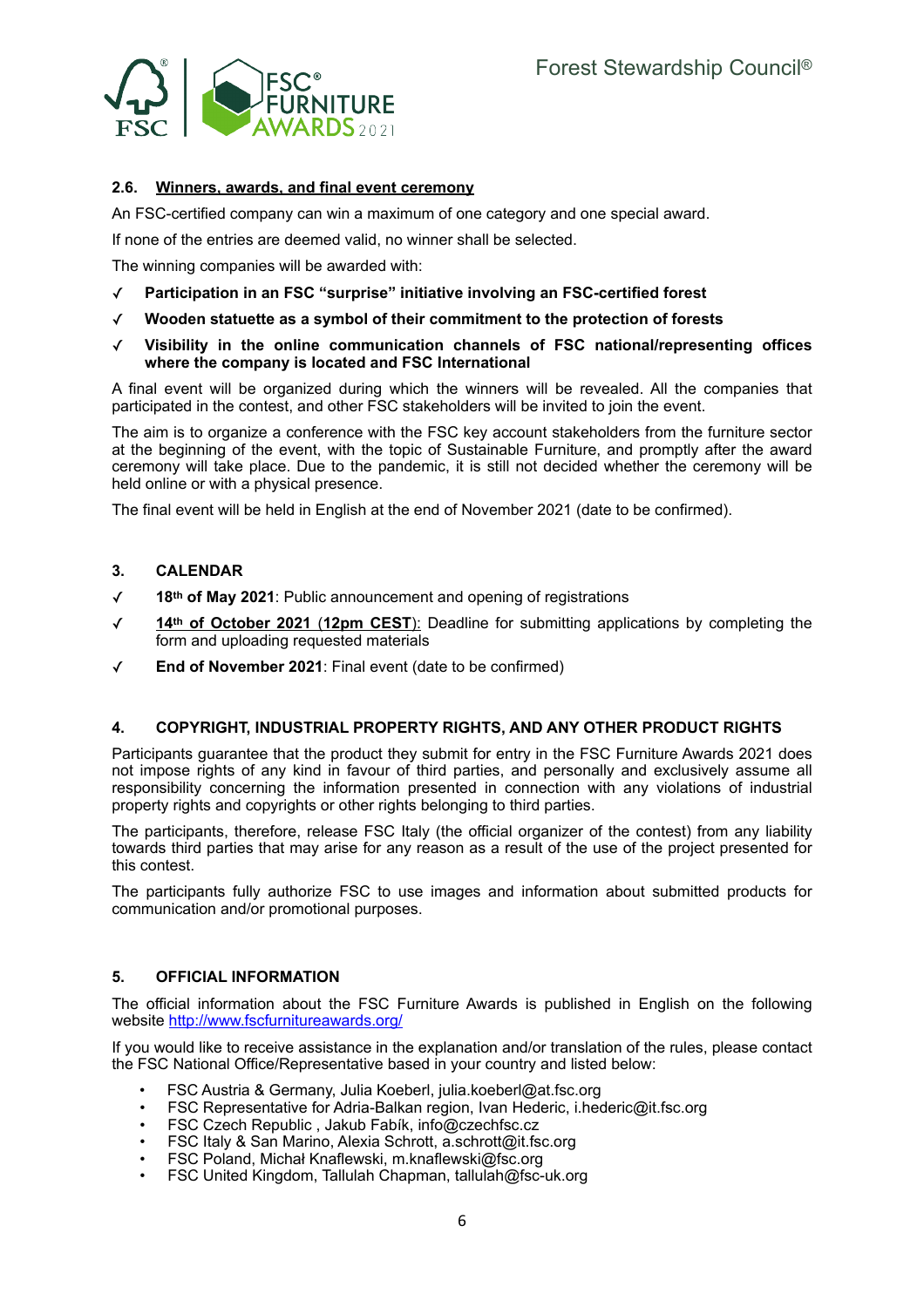### 2.6. Winners, awards, and final event ceremony

An FSC-certified company can win a maximum of one category and one special award.

If none of the entries are deemed valid, no winner shall be selected.

The winning companies will be awarded with:

- ✓ **Participation in an FSC "surprise" initiative involving an FSC-certified forest**
- ✓ **Wooden statuette as a symbol of their commitment to the protection of forests**
- ✓ **Visibility in the online communication channels of FSC national/representing offices where the company is located and FSC International**

A final event will be organized during which the winners will be revealed. All the companies that participated in the contest, and other FSC stakeholders will be invited to join the event.

The aim is to organize a conference with the FSC key account stakeholders from the furniture sector at the beginning of the event, with the topic of Sustainable Furniture, and promptly after the award ceremony will take place. Due to the pandemic, it is still not decided whether the ceremony will be held online or with a physical presence.

The final event will be held in English at the end of November 2021 (date to be confirmed).

## 3. CALENDAR

- ✓ **18th of May 2021**: Public announcement and opening of registrations
- ✓ **14th of October 2021 (12pm CEST)**: Deadline for submitting applications by completing the form and uploading requested materials
- ✓ **End of November 2021**: Final event (date to be confirmed)

## 4. COPYRIGHT, INDUSTRIAL PROPERTY RIGHTS, AND ANY OTHER PRODUCT RIGHTS

Participants guarantee that the product they submit for entry in the FSC Furniture Awards 2021 does not impose rights of any kind in favour of third parties, and personally and exclusively assume all responsibility concerning the information presented in connection with any violations of industrial property rights and copyrights or other rights belonging to third parties.

The participants, therefore, release FSC Italy (the official organizer of the contest) from any liability towards third parties that may arise for any reason as a result of the use of the project presented for this contest.

The participants fully authorize FSC to use images and information about submitted products for communication and/or promotional purposes.

## 5. OFFICIAL INFORMATION

The official information about the FSC Furniture Awards is published in English on the following website http://www.fscfurnitureawards.org/

If you would like to receive assistance in the explanation and/or translation of the rules, please contact the FSC National Office/Representative based in your country and listed below:

- FSC Austria & Germany, Julia Koeberl, julia.koeberl@at.fsc.org
- FSC Representative for Adria-Balkan region, Ivan Hederic, i.hederic@it.fsc.org
- FSC Czech Republic , Jakub Fabík, info@czechfsc.cz
- FSC Italy & San Marino, Alexia Schrott, a.schrott@it.fsc.org
- FSC Poland, Michał Knaflewski, m.knaflewski@fsc.org
- FSC United Kingdom, Tallulah Chapman, tallulah@fsc-uk.org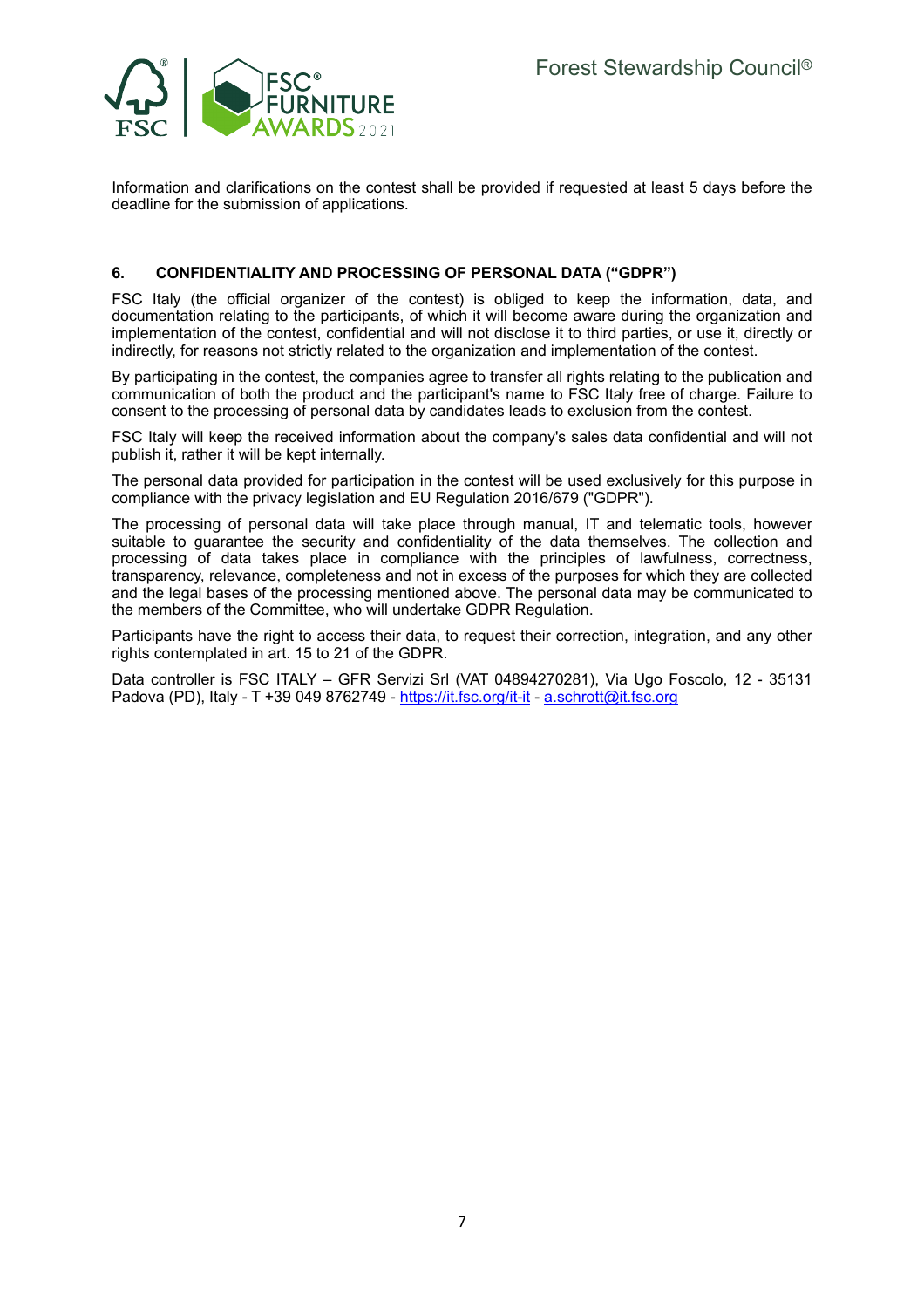Information and clarifications on the contest shall be provided if requested at least 5 days before the deadline for the submission of applications.

## 6. CONFIDENTIALITY AND PROCESSING OF PERSONAL DATA ("GDPR")

FSC Italy (the official organizer of the contest) is obliged to keep the information, data, and documentation relating to the participants, of which it will become aware during the organization and implementation of the contest, confidential and will not disclose it to third parties, or use it, directly or indirectly, for reasons not strictly related to the organization and implementation of the contest.

By participating in the contest, the companies agree to transfer all rights relating to the publication and communication of both the product and the participant's name to FSC Italy free of charge. Failure to consent to the processing of personal data by candidates leads to exclusion from the contest.

FSC Italy will keep the received information about the company's sales data confidential and will not publish it, rather it will be kept internally.

The personal data provided for participation in the contest will be used exclusively for this purpose in compliance with the privacy legislation and EU Regulation 2016/679 ("GDPR").

The processing of personal data will take place through manual, IT and telematic tools, however suitable to guarantee the security and confidentiality of the data themselves. The collection and processing of data takes place in compliance with the principles of lawfulness, correctness, transparency, relevance, completeness and not in excess of the purposes for which they are collected and the legal bases of the processing mentioned above. The personal data may be communicated to the members of the Committee, who will undertake GDPR Regulation.

Participants have the right to access their data, to request their correction, integration, and any other rights contemplated in art. 15 to 21 of the GDPR.

Data controller is FSC ITALY – GFR Servizi Srl (VAT 04894270281), Via Ugo Foscolo, 12 - 35131 Padova (PD), Italy - T +39 049 8762749 - [https://it.fsc.org/it-it](https://it.fsc.org/it-it) - [a.schrott@it.fsc.org](mailto:a.schrott@it.fsc.org)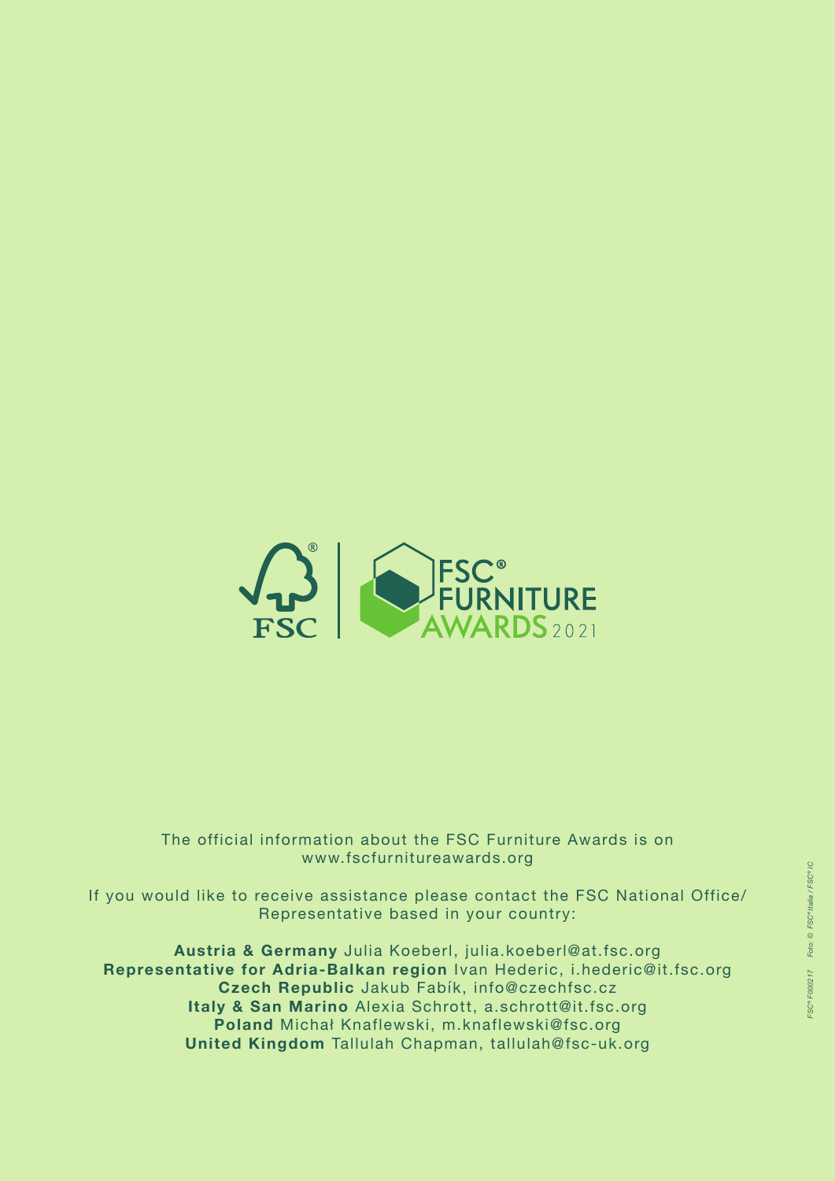FSC

FSC® FURNITURE AWARDS 2021

The official information about the FSC Furniture Awards is on www.fscfurnitureawards.org

If you would like to receive assistance please contact the FSC National Office/ Representative based in your country:

**Austria & Germany** Julia Koeberl, julia.koeberl@at.fsc.org
**Representative for Adria-Balkan region** Ivan Hederic, i.hederic@it.fsc.org
**Czech Republic** Jakub Fabík, info@czechfsc.cz
**Italy & San Marino** Alexia Schrott, a.schrott@it.fsc.org
**Poland** Michał Knaflewski, m.knaflewski@fsc.org
**United Kingdom** Tallulah Chapman, tallulah@fsc-uk.org

*FSC® F000217 Foto: © FSC® Italia / FSC® IC*